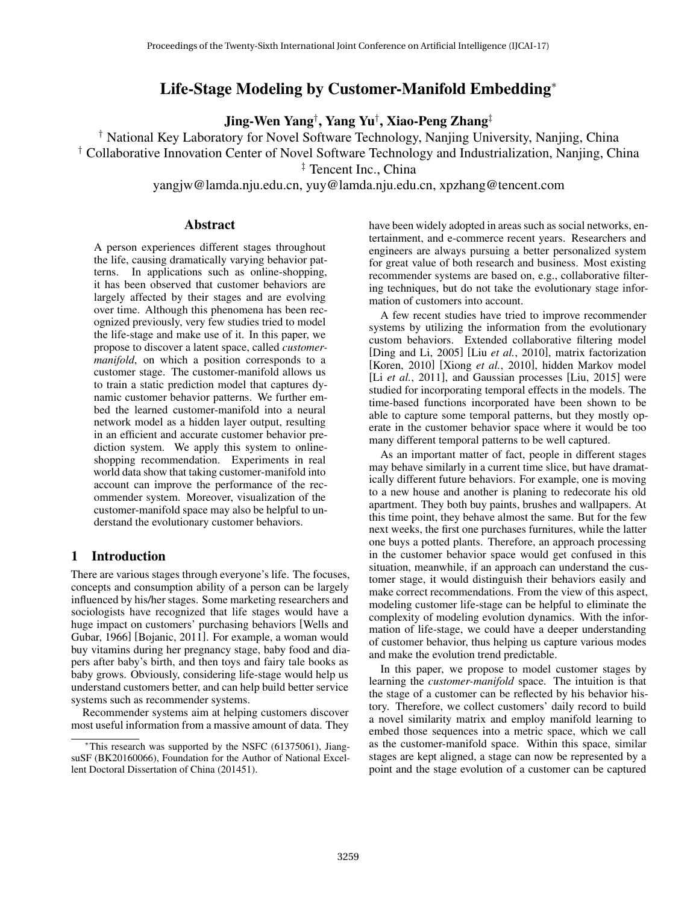# Life-Stage Modeling by Customer-Manifold Embedding*

**Jing-Wen Yang†, Yang Yu†, Xiao-Peng Zhang‡**

† National Key Laboratory for Novel Software Technology, Nanjing University, Nanjing, China
† Collaborative Innovation Center of Novel Software Technology and Industrialization, Nanjing, China
‡ Tencent Inc., China

yangjw@lamda.nju.edu.cn, yuy@lamda.nju.edu.cn, xpzhang@tencent.com

## Abstract

A person experiences different stages throughout the life, causing dramatically varying behavior patterns. In applications such as online-shopping, it has been observed that customer behaviors are largely affected by their stages and are evolving over time. Although this phenomena has been recognized previously, very few studies tried to model the life-stage and make use of it. In this paper, we propose to discover a latent space, called *customer-manifold*, on which a position corresponds to a customer stage. The customer-manifold allows us to train a static prediction model that captures dynamic customer behavior patterns. We further embed the learned customer-manifold into a neural network model as a hidden layer output, resulting in an efficient and accurate customer behavior prediction system. We apply this system to online-shopping recommendation. Experiments in real world data show that taking customer-manifold into account can improve the performance of the recommender system. Moreover, visualization of the customer-manifold space may also be helpful to understand the evolutionary customer behaviors.

## 1 Introduction

There are various stages through everyone's life. The focuses, concepts and consumption ability of a person can be largely influenced by his/her stages. Some marketing researchers and sociologists have recognized that life stages would have a huge impact on customers' purchasing behaviors [Wells and Gubar, 1966] [Bojanic, 2011]. For example, a woman would buy vitamins during her pregnancy stage, baby food and diapers after baby's birth, and then toys and fairy tale books as baby grows. Obviously, considering life-stage would help us understand customers better, and can help build better service systems such as recommender systems.

Recommender systems aim at helping customers discover most useful information from a massive amount of data. They have been widely adopted in areas such as social networks, entertainment, and e-commerce recent years. Researchers and engineers are always pursuing a better personalized system for great value of both research and business. Most existing recommender systems are based on, e.g., collaborative filtering techniques, but do not take the evolutionary stage information of customers into account.

A few recent studies have tried to improve recommender systems by utilizing the information from the evolutionary custom behaviors. Extended collaborative filtering model [Ding and Li, 2005] [Liu *et al.*, 2010], matrix factorization [Koren, 2010] [Xiong *et al.*, 2010], hidden Markov model [Li *et al.*, 2011], and Gaussian processes [Liu, 2015] were studied for incorporating temporal effects in the models. The time-based functions incorporated have been shown to be able to capture some temporal patterns, but they mostly operate in the customer behavior space where it would be too many different temporal patterns to be well captured.

As an important matter of fact, people in different stages may behave similarly in a current time slice, but have dramatically different future behaviors. For example, one is moving to a new house and another is planing to redecorate his old apartment. They both buy paints, brushes and wallpapers. At this time point, they behave almost the same. But for the few next weeks, the first one purchases furnitures, while the latter one buys a potted plants. Therefore, an approach processing in the customer behavior space would get confused in this situation, meanwhile, if an approach can understand the customer stage, it would distinguish their behaviors easily and make correct recommendations. From the view of this aspect, modeling customer life-stage can be helpful to eliminate the complexity of modeling evolution dynamics. With the information of life-stage, we could have a deeper understanding of customer behavior, thus helping us capture various modes and make the evolution trend predictable.

In this paper, we propose to model customer stages by learning the *customer-manifold* space. The intuition is that the stage of a customer can be reflected by his behavior history. Therefore, we collect customers' daily record to build a novel similarity matrix and employ manifold learning to embed those sequences into a metric space, which we call as the customer-manifold space. Within this space, similar stages are kept aligned, a stage can now be represented by a point and the stage evolution of a customer can be captured

*This research was supported by the NSFC (61375061), JiangsuSF (BK20160066), Foundation for the Author of National Excellent Doctoral Dissertation of China (201451).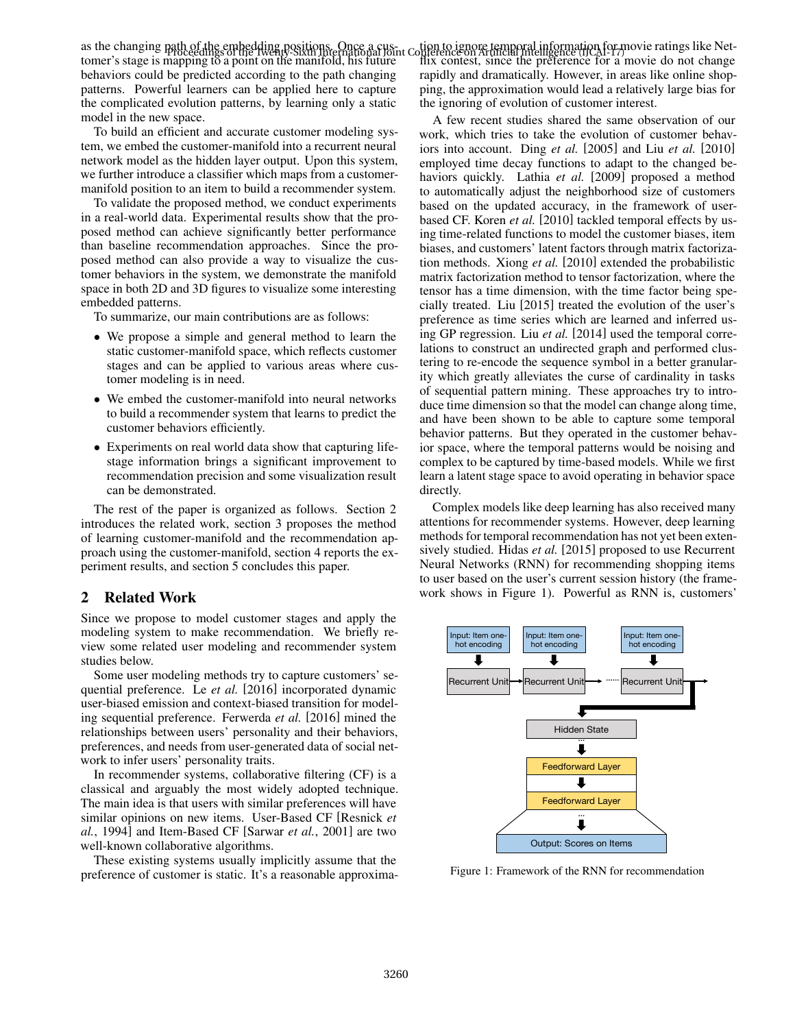as the changing path of the embedding positions. Once a customer's stage is mapping to a point on the manifold, his future behaviors could be predicted according to the path changing patterns. Powerful learners can be applied here to capture the complicated evolution patterns, by learning only a static model in the new space.

To build an efficient and accurate customer modeling system, we embed the customer-manifold into a recurrent neural network model as the hidden layer output. Upon this system, we further introduce a classifier which maps from a customer-manifold position to an item to build a recommender system.

To validate the proposed method, we conduct experiments in a real-world data. Experimental results show that the proposed method can achieve significantly better performance than baseline recommendation approaches. Since the proposed method can also provide a way to visualize the customer behaviors in the system, we demonstrate the manifold space in both 2D and 3D figures to visualize some interesting embedded patterns.

To summarize, our main contributions are as follows:

- We propose a simple and general method to learn the static customer-manifold space, which reflects customer stages and can be applied to various areas where customer modeling is in need.
- We embed the customer-manifold into neural networks to build a recommender system that learns to predict the customer behaviors efficiently.
- Experiments on real world data show that capturing life-stage information brings a significant improvement to recommendation precision and some visualization result can be demonstrated.

The rest of the paper is organized as follows. Section 2 introduces the related work, section 3 proposes the method of learning customer-manifold and the recommendation approach using the customer-manifold, section 4 reports the experiment results, and section 5 concludes this paper.

## 2 Related Work

Since we propose to model customer stages and apply the modeling system to make recommendation. We briefly review some related user modeling and recommender system studies below.

Some user modeling methods try to capture customers' sequential preference. Le *et al.* [2016] incorporated dynamic user-biased emission and context-biased transition for modeling sequential preference. Ferwerda *et al.* [2016] mined the relationships between users' personality and their behaviors, preferences, and needs from user-generated data of social network to infer users' personality traits.

In recommender systems, collaborative filtering (CF) is a classical and arguably the most widely adopted technique. The main idea is that users with similar preferences will have similar opinions on new items. User-Based CF [Resnick *et al.*, 1994] and Item-Based CF [Sarwar *et al.*, 2001] are two well-known collaborative algorithms.

These existing systems usually implicitly assume that the preference of customer is static. It's a reasonable approximation to ignore temporal information for movie ratings like Netflix contest, since the preference for a movie do not change rapidly and dramatically. However, in areas like online shopping, the approximation would lead a relatively large bias for the ignoring of evolution of customer interest.

A few recent studies shared the same observation of our work, which tries to take the evolution of customer behaviors into account. Ding *et al.* [2005] and Liu *et al.* [2010] employed time decay functions to adapt to the changed behaviors quickly. Lathia *et al.* [2009] proposed a method to automatically adjust the neighborhood size of customers based on the updated accuracy, in the framework of user-based CF. Koren *et al.* [2010] tackled temporal effects by using time-related functions to model the customer biases, item biases, and customers' latent factors through matrix factorization methods. Xiong *et al.* [2010] extended the probabilistic matrix factorization method to tensor factorization, where the tensor has a time dimension, with the time factor being specially treated. Liu [2015] treated the evolution of the user's preference as time series which are learned and inferred using GP regression. Liu *et al.* [2014] used the temporal correlations to construct an undirected graph and performed clustering to re-encode the sequence symbol in a better granularity which greatly alleviates the curse of cardinality in tasks of sequential pattern mining. These approaches try to introduce time dimension so that the model can change along time, and have been shown to be able to capture some temporal behavior patterns. But they operated in the customer behavior space, where the temporal patterns would be noising and complex to be captured by time-based models. While we first learn a latent stage space to avoid operating in behavior space directly.

Complex models like deep learning has also received many attentions for recommender systems. However, deep learning methods for temporal recommendation has not yet been extensively studied. Hidas *et al.* [2015] proposed to use Recurrent Neural Networks (RNN) for recommending shopping items to user based on the user's current session history (the framework shows in Figure 1). Powerful as RNN is, customers'

Input: Item one-hot encoding | Input: Item one-hot encoding | Input: Item one-hot encoding
Recurrent Unit → Recurrent Unit → ...... Recurrent Unit →
Hidden State
Feedforward Layer
Feedforward Layer
Output: Scores on Items

Figure 1: Framework of the RNN for recommendation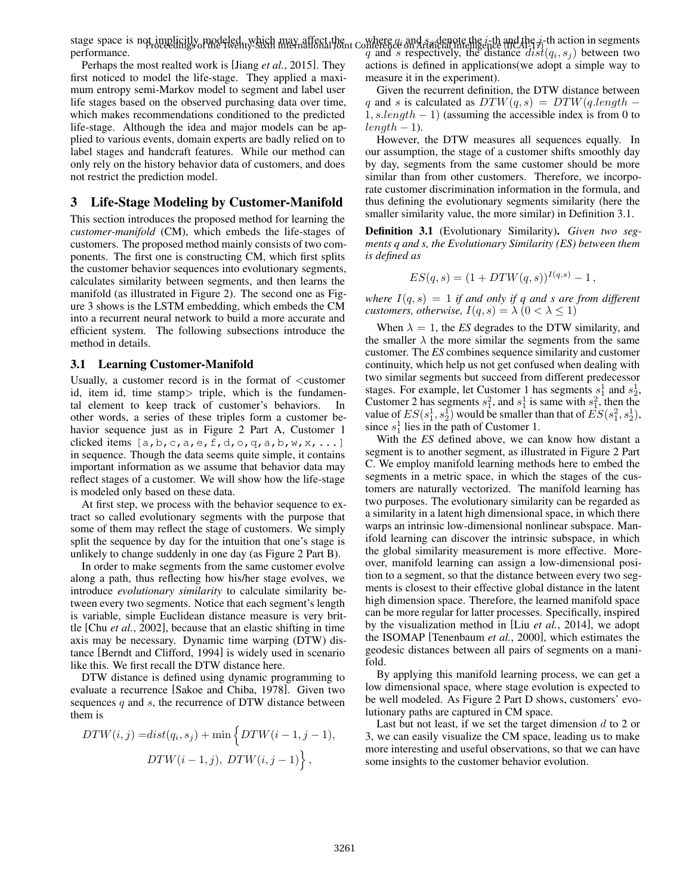stage space is not implicitly modeled, which may affect the performance.

Perhaps the most realted work is [Jiang *et al.*, 2015]. They first noticed to model the life-stage. They applied a maximum entropy semi-Markov model to segment and label user life stages based on the observed purchasing data over time, which makes recommendations conditioned to the predicted life-stage. Although the idea and major models can be applied to various events, domain experts are badly relied on to label stages and handcraft features. While our method can only rely on the history behavior data of customers, and does not restrict the prediction model.

## 3 Life-Stage Modeling by Customer-Manifold

This section introduces the proposed method for learning the *customer-manifold* (CM), which embeds the life-stages of customers. The proposed method mainly consists of two components. The first one is constructing CM, which first splits the customer behavior sequences into evolutionary segments, calculates similarity between segments, and then learns the manifold (as illustrated in Figure 2). The second one as Figure 3 shows is the LSTM embedding, which embeds the CM into a recurrent neural network to build a more accurate and efficient system. The following subsections introduce the method in details.

### 3.1 Learning Customer-Manifold

Usually, a customer record is in the format of <customer id, item id, time stamp> triple, which is the fundamental element to keep track of customer's behaviors. In other words, a series of these triples form a customer behavior sequence just as in Figure 2 Part A, Customer 1 clicked items `[a,b,c,a,e,f,d,o,q,a,b,w,x,...]` in sequence. Though the data seems quite simple, it contains important information as we assume that behavior data may reflect stages of a customer. We will show how the life-stage is modeled only based on these data.

At first step, we process with the behavior sequence to extract so called evolutionary segments with the purpose that some of them may reflect the stage of customers. We simply split the sequence by day for the intuition that one's stage is unlikely to change suddenly in one day (as Figure 2 Part B).

In order to make segments from the same customer evolve along a path, thus reflecting how his/her stage evolves, we introduce *evolutionary similarity* to calculate similarity between every two segments. Notice that each segment's length is variable, simple Euclidean distance measure is very brittle [Chu *et al.*, 2002], because that an elastic shifting in time axis may be necessary. Dynamic time warping (DTW) distance [Berndt and Clifford, 1994] is widely used in scenario like this. We first recall the DTW distance here.

DTW distance is defined using dynamic programming to evaluate a recurrence [Sakoe and Chiba, 1978]. Given two sequences $q$ and $s$, the recurrence of DTW distance between them is

$$DTW(i,j) = dist(q_i, s_j) + \min\Big\{DTW(i-1,j-1), DTW(i-1,j),\ DTW(i,j-1)\Big\},$$

where $q_i$ and $s_j$ denote the $i$-th and the $j$-th action in segments $q$ and $s$ respectively, the distance $dist(q_i, s_j)$ between two actions is defined in applications(we adopt a simple way to measure it in the experiment).

Given the recurrent definition, the DTW distance between $q$ and $s$ is calculated as $DTW(q,s) = DTW(q.length - 1, s.length - 1)$ (assuming the accessible index is from 0 to $length - 1$).

However, the DTW measures all sequences equally. In our assumption, the stage of a customer shifts smoothly day by day, segments from the same customer should be more similar than from other customers. Therefore, we incorporate customer discrimination information in the formula, and thus defining the evolutionary segments similarity (here the smaller similarity value, the more similar) in Definition 3.1.

**Definition 3.1** (Evolutionary Similarity)**.** *Given two segments q and s, the Evolutionary Similarity (ES) between them is defined as*

$$ES(q,s) = (1 + DTW(q,s))^{I(q,s)} - 1\,,$$

*where $I(q,s) = 1$ if and only if q and s are from different customers, otherwise, $I(q,s) = \lambda$ $(0 < \lambda \le 1)$*

When $\lambda = 1$, the *ES* degrades to the DTW similarity, and the smaller $\lambda$ the more similar the segments from the same customer. The *ES* combines sequence similarity and customer continuity, which help us not get confused when dealing with two similar segments but succeed from different predecessor stages. For example, let Customer 1 has segments $s_1^1$ and $s_2^1$, Customer 2 has segments $s_1^2$, and $s_1^1$ is same with $s_1^2$, then the value of $ES(s_1^1, s_2^1)$ would be smaller than that of $ES(s_1^2, s_2^1)$, since $s_1^1$ lies in the path of Customer 1.

With the *ES* defined above, we can know how distant a segment is to another segment, as illustrated in Figure 2 Part C. We employ manifold learning methods here to embed the segments in a metric space, in which the stages of the customers are naturally vectorized. The manifold learning has two purposes. The evolutionary similarity can be regarded as a similarity in a latent high dimensional space, in which there warps an intrinsic low-dimensional nonlinear subspace. Manifold learning can discover the intrinsic subspace, in which the global similarity measurement is more effective. Moreover, manifold learning can assign a low-dimensional position to a segment, so that the distance between every two segments is closest to their effective global distance in the latent high dimension space. Therefore, the learned manifold space can be more regular for latter processes. Specifically, inspired by the visualization method in [Liu *et al.*, 2014], we adopt the ISOMAP [Tenenbaum *et al.*, 2000], which estimates the geodesic distances between all pairs of segments on a manifold.

By applying this manifold learning process, we can get a low dimensional space, where stage evolution is expected to be well modeled. As Figure 2 Part D shows, customers' evolutionary paths are captured in CM space.

Last but not least, if we set the target dimension $d$ to 2 or 3, we can easily visualize the CM space, leading us to make more interesting and useful observations, so that we can have some insights to the customer behavior evolution.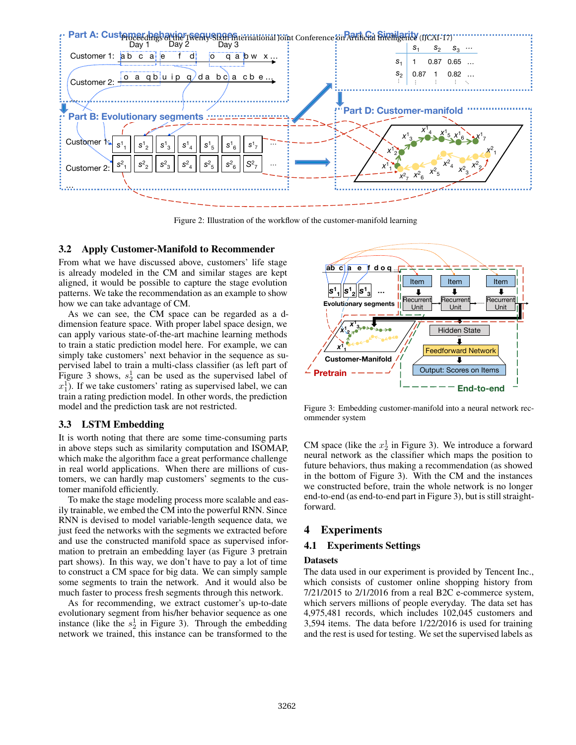Figure 2: Illustration of the workflow of the customer-manifold learning

### 3.2 Apply Customer-Manifold to Recommender

From what we have discussed above, customers' life stage is already modeled in the CM and similar stages are kept aligned, it would be possible to capture the stage evolution patterns. We take the recommendation as an example to show how we can take advantage of CM.

As we can see, the CM space can be regarded as a d-dimension feature space. With proper label space design, we can apply various state-of-the-art machine learning methods to train a static prediction model here. For example, we can simply take customers' next behavior in the sequence as supervised label to train a multi-class classifier (as left part of Figure 3 shows, $s^1_2$ can be used as the supervised label of $x^1_1$). If we take customers' rating as supervised label, we can train a rating prediction model. In other words, the prediction model and the prediction task are not restricted.

### 3.3 LSTM Embedding

It is worth noting that there are some time-consuming parts in above steps such as similarity computation and ISOMAP, which make the algorithm face a great performance challenge in real world applications. When there are millions of customers, we can hardly map customers' segments to the customer manifold efficiently.

To make the stage modeling process more scalable and easily trainable, we embed the CM into the powerful RNN. Since RNN is devised to model variable-length sequence data, we just feed the networks with the segments we extracted before and use the constructed manifold space as supervised information to pretrain an embedding layer (as Figure 3 pretrain part shows). In this way, we don't have to pay a lot of time to construct a CM space for big data. We can simply sample some segments to train the network. And it would also be much faster to process fresh segments through this network.

As for recommending, we extract customer's up-to-date evolutionary segment from his/her behavior sequence as one instance (like the $s^1_2$ in Figure 3). Through the embedding network we trained, this instance can be transformed to the CM space (like the $x^1_2$ in Figure 3). We introduce a forward neural network as the classifier which maps the position to future behaviors, thus making a recommendation (as showed in the bottom of Figure 3). With the CM and the instances we constructed before, train the whole network is no longer end-to-end (as end-to-end part in Figure 3), but is still straightforward.

Figure 3: Embedding customer-manifold into a neural network recommender system

## 4 Experiments

### 4.1 Experiments Settings

**Datasets**

The data used in our experiment is provided by Tencent Inc., which consists of customer online shopping history from 7/21/2015 to 2/1/2016 from a real B2C e-commerce system, which servers millions of people everyday. The data set has 4,975,481 records, which includes 102,045 customers and 3,594 items. The data before 1/22/2016 is used for training and the rest is used for testing. We set the supervised labels as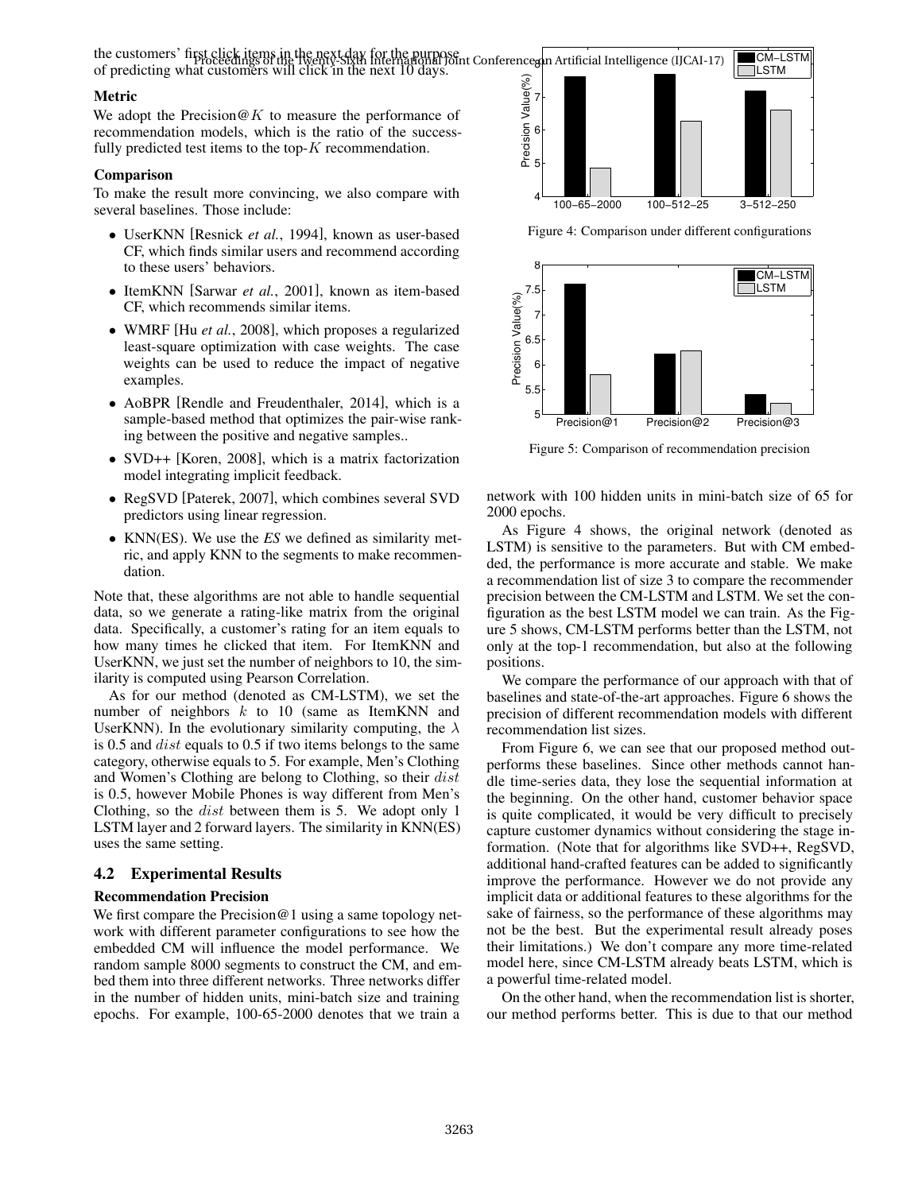the customers' first click items in the next day for the purpose of predicting what customers will click in the next 10 days.

### Metric

We adopt the Precision@$K$ to measure the performance of recommendation models, which is the ratio of the successfully predicted test items to the top-$K$ recommendation.

### Comparison

To make the result more convincing, we also compare with several baselines. Those include:

- UserKNN [Resnick *et al.*, 1994], known as user-based CF, which finds similar users and recommend according to these users' behaviors.
- ItemKNN [Sarwar *et al.*, 2001], known as item-based CF, which recommends similar items.
- WMRF [Hu *et al.*, 2008], which proposes a regularized least-square optimization with case weights. The case weights can be used to reduce the impact of negative examples.
- AoBPR [Rendle and Freudenthaler, 2014], which is a sample-based method that optimizes the pair-wise ranking between the positive and negative samples..
- SVD++ [Koren, 2008], which is a matrix factorization model integrating implicit feedback.
- RegSVD [Paterek, 2007], which combines several SVD predictors using linear regression.
- KNN(ES). We use the *ES* we defined as similarity metric, and apply KNN to the segments to make recommendation.

Note that, these algorithms are not able to handle sequential data, so we generate a rating-like matrix from the original data. Specifically, a customer's rating for an item equals to how many times he clicked that item. For ItemKNN and UserKNN, we just set the number of neighbors to 10, the similarity is computed using Pearson Correlation.

As for our method (denoted as CM-LSTM), we set the number of neighbors $k$ to 10 (same as ItemKNN and UserKNN). In the evolutionary similarity computing, the $\lambda$ is 0.5 and $dist$ equals to 0.5 if two items belongs to the same category, otherwise equals to 5. For example, Men's Clothing and Women's Clothing are belong to Clothing, so their $dist$ is 0.5, however Mobile Phones is way different from Men's Clothing, so the $dist$ between them is 5. We adopt only 1 LSTM layer and 2 forward layers. The similarity in KNN(ES) uses the same setting.

## 4.2 Experimental Results

### Recommendation Precision

We first compare the Precision@1 using a same topology network with different parameter configurations to see how the embedded CM will influence the model performance. We random sample 8000 segments to construct the CM, and embed them into three different networks. Three networks differ in the number of hidden units, mini-batch size and training epochs. For example, 100-65-2000 denotes that we train a network with 100 hidden units in mini-batch size of 65 for 2000 epochs.

Figure 4: Comparison under different configurations

Figure 5: Comparison of recommendation precision

As Figure 4 shows, the original network (denoted as LSTM) is sensitive to the parameters. But with CM embedded, the performance is more accurate and stable. We make a recommendation list of size 3 to compare the recommender precision between the CM-LSTM and LSTM. We set the configuration as the best LSTM model we can train. As the Figure 5 shows, CM-LSTM performs better than the LSTM, not only at the top-1 recommendation, but also at the following positions.

We compare the performance of our approach with that of baselines and state-of-the-art approaches. Figure 6 shows the precision of different recommendation models with different recommendation list sizes.

From Figure 6, we can see that our proposed method outperforms these baselines. Since other methods cannot handle time-series data, they lose the sequential information at the beginning. On the other hand, customer behavior space is quite complicated, it would be very difficult to precisely capture customer dynamics without considering the stage information. (Note that for algorithms like SVD++, RegSVD, additional hand-crafted features can be added to significantly improve the performance. However we do not provide any implicit data or additional features to these algorithms for the sake of fairness, so the performance of these algorithms may not be the best. But the experimental result already poses their limitations.) We don't compare any more time-related model here, since CM-LSTM already beats LSTM, which is a powerful time-related model.

On the other hand, when the recommendation list is shorter, our method performs better. This is due to that our method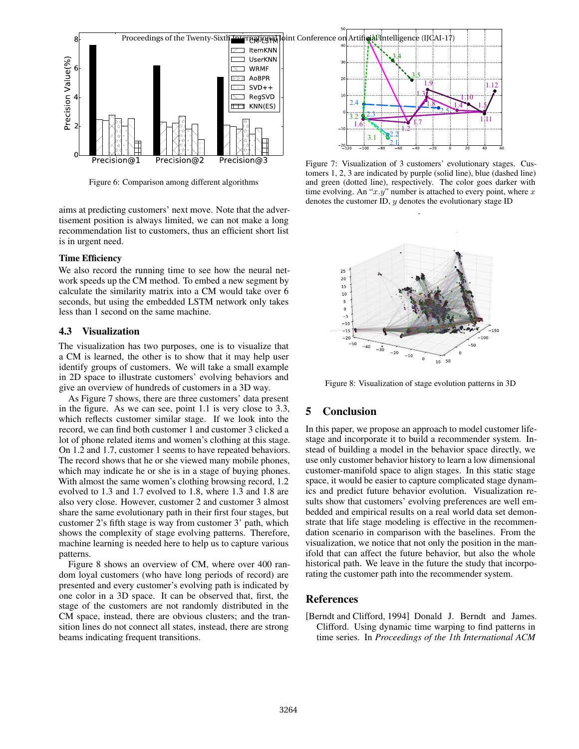Figure 6: Comparison among different algorithms

aims at predicting customers' next move. Note that the advertisement position is always limited, we can not make a long recommendation list to customers, thus an efficient short list is in urgent need.

**Time Efficiency**

We also record the running time to see how the neural network speeds up the CM method. To embed a new segment by calculate the similarity matrix into a CM would take over 6 seconds, but using the embedded LSTM network only takes less than 1 second on the same machine.

## 4.3 Visualization

The visualization has two purposes, one is to visualize that a CM is learned, the other is to show that it may help user identify groups of customers. We will take a small example in 2D space to illustrate customers' evolving behaviors and give an overview of hundreds of customers in a 3D way.

As Figure 7 shows, there are three customers' data present in the figure. As we can see, point 1.1 is very close to 3.3, which reflects customer similar stage. If we look into the record, we can find both customer 1 and customer 3 clicked a lot of phone related items and women's clothing at this stage. On 1.2 and 1.7, customer 1 seems to have repeated behaviors. The record shows that he or she viewed many mobile phones, which may indicate he or she is in a stage of buying phones. With almost the same women's clothing browsing record, 1.2 evolved to 1.3 and 1.7 evolved to 1.8, where 1.3 and 1.8 are also very close. However, customer 2 and customer 3 almost share the same evolutionary path in their first four stages, but customer 2's fifth stage is way from customer 3' path, which shows the complexity of stage evolving patterns. Therefore, machine learning is needed here to help us to capture various patterns.

Figure 8 shows an overview of CM, where over 400 random loyal customers (who have long periods of record) are presented and every customer's evolving path is indicated by one color in a 3D space. It can be observed that, first, the stage of the customers are not randomly distributed in the CM space, instead, there are obvious clusters; and the transition lines do not connect all states, instead, there are strong beams indicating frequent transitions.

Figure 7: Visualization of 3 customers' evolutionary stages. Customers 1, 2, 3 are indicated by purple (solid line), blue (dashed line) and green (dotted line), respectively. The color goes darker with time evolving. An "$x.y$" number is attached to every point, where $x$ denotes the customer ID, $y$ denotes the evolutionary stage ID

Figure 8: Visualization of stage evolution patterns in 3D

# 5 Conclusion

In this paper, we propose an approach to model customer lifestage and incorporate it to build a recommender system. Instead of building a model in the behavior space directly, we use only customer behavior history to learn a low dimensional customer-manifold space to align stages. In this static stage space, it would be easier to capture complicated stage dynamics and predict future behavior evolution. Visualization results show that customers' evolving preferences are well embedded and empirical results on a real world data set demonstrate that life stage modeling is effective in the recommendation scenario in comparison with the baselines. From the visualization, we notice that not only the position in the manifold that can affect the future behavior, but also the whole historical path. We leave in the future the study that incorporating the customer path into the recommender system.

# References

[Berndt and Clifford, 1994] Donald J. Berndt and James. Clifford. Using dynamic time warping to find patterns in time series. In *Proceedings of the 1th International ACM*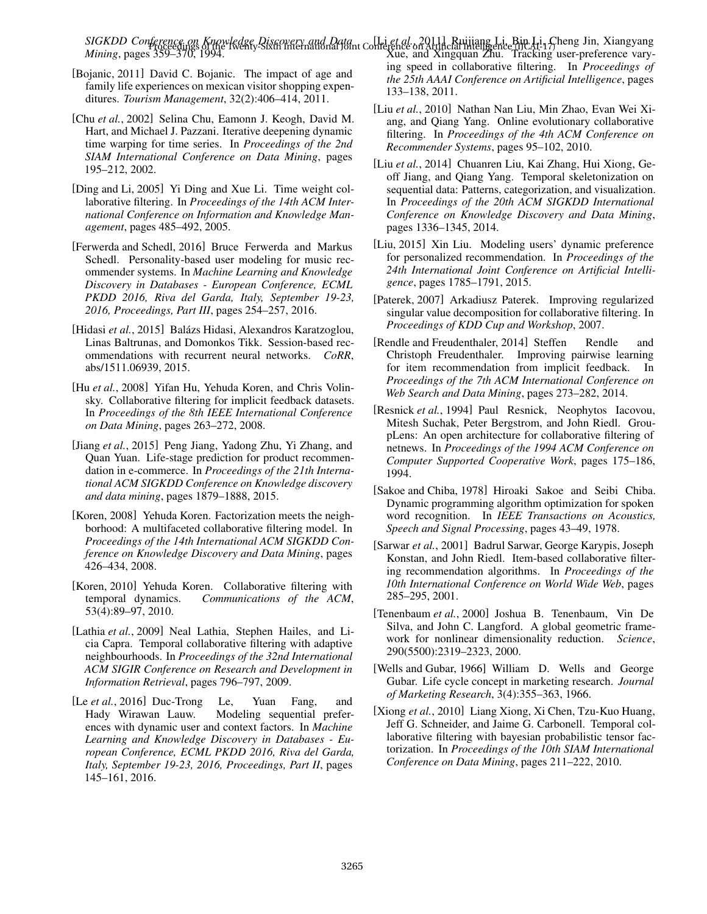SIGKDD Conference on Knowledge Discovery and Data Mining, pages 359–370, 1994.

[Bojanic, 2011] David C. Bojanic. The impact of age and family life experiences on mexican visitor shopping expenditures. *Tourism Management*, 32(2):406–414, 2011.

[Chu *et al.*, 2002] Selina Chu, Eamonn J. Keogh, David M. Hart, and Michael J. Pazzani. Iterative deepening dynamic time warping for time series. In *Proceedings of the 2nd SIAM International Conference on Data Mining*, pages 195–212, 2002.

[Ding and Li, 2005] Yi Ding and Xue Li. Time weight collaborative filtering. In *Proceedings of the 14th ACM International Conference on Information and Knowledge Management*, pages 485–492, 2005.

[Ferwerda and Schedl, 2016] Bruce Ferwerda and Markus Schedl. Personality-based user modeling for music recommender systems. In *Machine Learning and Knowledge Discovery in Databases - European Conference, ECML PKDD 2016, Riva del Garda, Italy, September 19-23, 2016, Proceedings, Part III*, pages 254–257, 2016.

[Hidasi *et al.*, 2015] Balázs Hidasi, Alexandros Karatzoglou, Linas Baltrunas, and Domonkos Tikk. Session-based recommendations with recurrent neural networks. *CoRR*, abs/1511.06939, 2015.

[Hu *et al.*, 2008] Yifan Hu, Yehuda Koren, and Chris Volinsky. Collaborative filtering for implicit feedback datasets. In *Proceedings of the 8th IEEE International Conference on Data Mining*, pages 263–272, 2008.

[Jiang *et al.*, 2015] Peng Jiang, Yadong Zhu, Yi Zhang, and Quan Yuan. Life-stage prediction for product recommendation in e-commerce. In *Proceedings of the 21th International ACM SIGKDD Conference on Knowledge discovery and data mining*, pages 1879–1888, 2015.

[Koren, 2008] Yehuda Koren. Factorization meets the neighborhood: A multifaceted collaborative filtering model. In *Proceedings of the 14th International ACM SIGKDD Conference on Knowledge Discovery and Data Mining*, pages 426–434, 2008.

[Koren, 2010] Yehuda Koren. Collaborative filtering with temporal dynamics. *Communications of the ACM*, 53(4):89–97, 2010.

[Lathia *et al.*, 2009] Neal Lathia, Stephen Hailes, and Licia Capra. Temporal collaborative filtering with adaptive neighbourhoods. In *Proceedings of the 32nd International ACM SIGIR Conference on Research and Development in Information Retrieval*, pages 796–797, 2009.

[Le *et al.*, 2016] Duc-Trong Le, Yuan Fang, and Hady Wirawan Lauw. Modeling sequential preferences with dynamic user and context factors. In *Machine Learning and Knowledge Discovery in Databases - European Conference, ECML PKDD 2016, Riva del Garda, Italy, September 19-23, 2016, Proceedings, Part II*, pages 145–161, 2016.

[Li *et al.*, 2011] Ruijiang Li, Bin Li, Cheng Jin, Xiangyang Xue, and Xingquan Zhu. Tracking user-preference varying speed in collaborative filtering. In *Proceedings of the 25th AAAI Conference on Artificial Intelligence*, pages 133–138, 2011.

[Liu *et al.*, 2010] Nathan Nan Liu, Min Zhao, Evan Wei Xiang, and Qiang Yang. Online evolutionary collaborative filtering. In *Proceedings of the 4th ACM Conference on Recommender Systems*, pages 95–102, 2010.

[Liu *et al.*, 2014] Chuanren Liu, Kai Zhang, Hui Xiong, Geoff Jiang, and Qiang Yang. Temporal skeletonization on sequential data: Patterns, categorization, and visualization. In *Proceedings of the 20th ACM SIGKDD International Conference on Knowledge Discovery and Data Mining*, pages 1336–1345, 2014.

[Liu, 2015] Xin Liu. Modeling users' dynamic preference for personalized recommendation. In *Proceedings of the 24th International Joint Conference on Artificial Intelligence*, pages 1785–1791, 2015.

[Paterek, 2007] Arkadiusz Paterek. Improving regularized singular value decomposition for collaborative filtering. In *Proceedings of KDD Cup and Workshop*, 2007.

[Rendle and Freudenthaler, 2014] Steffen Rendle and Christoph Freudenthaler. Improving pairwise learning for item recommendation from implicit feedback. In *Proceedings of the 7th ACM International Conference on Web Search and Data Mining*, pages 273–282, 2014.

[Resnick *et al.*, 1994] Paul Resnick, Neophytos Iacovou, Mitesh Suchak, Peter Bergstrom, and John Riedl. GroupLens: An open architecture for collaborative filtering of netnews. In *Proceedings of the 1994 ACM Conference on Computer Supported Cooperative Work*, pages 175–186, 1994.

[Sakoe and Chiba, 1978] Hiroaki Sakoe and Seibi Chiba. Dynamic programming algorithm optimization for spoken word recognition. In *IEEE Transactions on Acoustics, Speech and Signal Processing*, pages 43–49, 1978.

[Sarwar *et al.*, 2001] Badrul Sarwar, George Karypis, Joseph Konstan, and John Riedl. Item-based collaborative filtering recommendation algorithms. In *Proceedings of the 10th International Conference on World Wide Web*, pages 285–295, 2001.

[Tenenbaum *et al.*, 2000] Joshua B. Tenenbaum, Vin De Silva, and John C. Langford. A global geometric framework for nonlinear dimensionality reduction. *Science*, 290(5500):2319–2323, 2000.

[Wells and Gubar, 1966] William D. Wells and George Gubar. Life cycle concept in marketing research. *Journal of Marketing Research*, 3(4):355–363, 1966.

[Xiong *et al.*, 2010] Liang Xiong, Xi Chen, Tzu-Kuo Huang, Jeff G. Schneider, and Jaime G. Carbonell. Temporal collaborative filtering with bayesian probabilistic tensor factorization. In *Proceedings of the 10th SIAM International Conference on Data Mining*, pages 211–222, 2010.